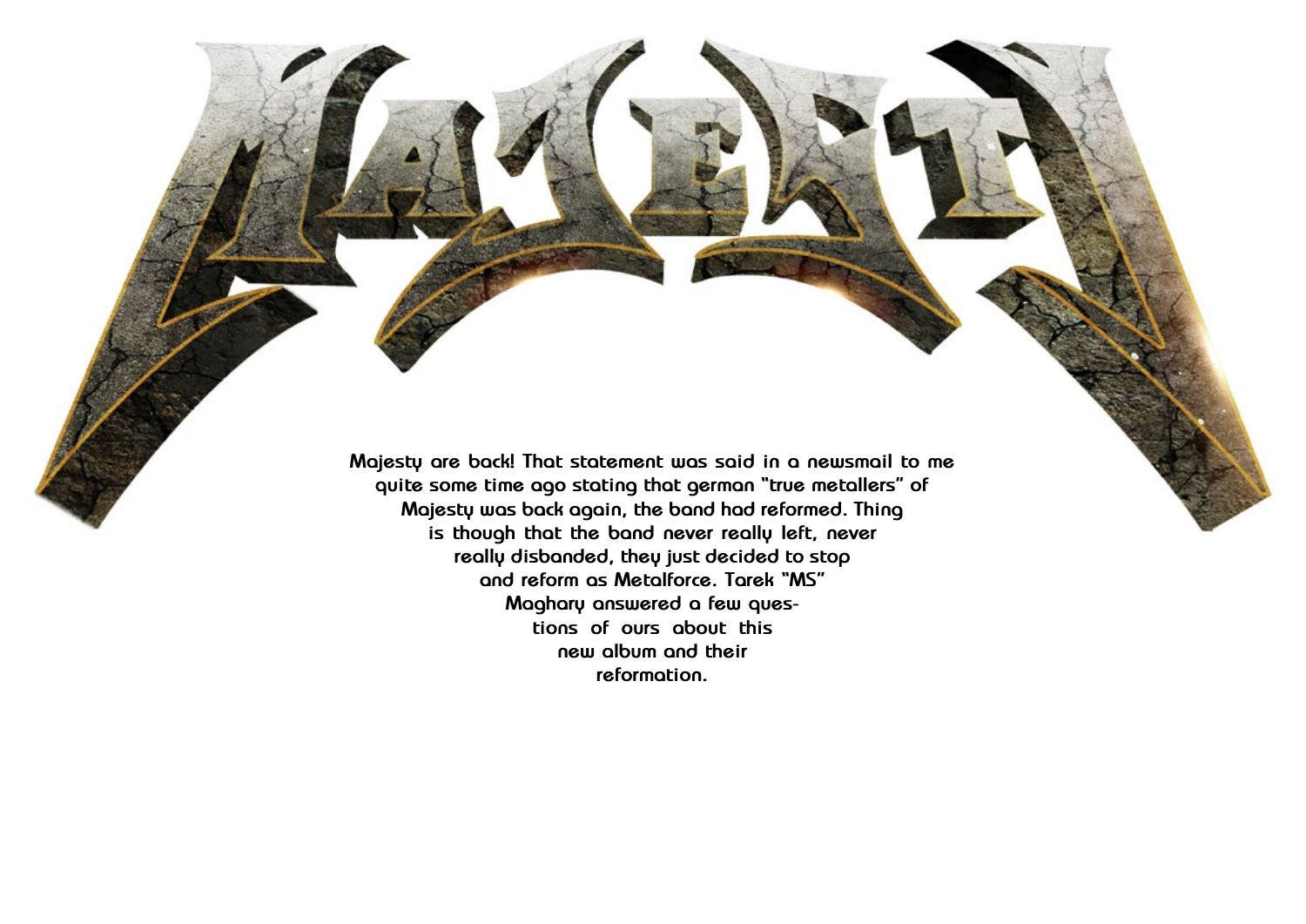# MAJESTY

Majesty are back! That statement was said in a newsmail to me quite some time ago stating that german "true metallers" of Majesty was back again, the band had reformed. Thing is though that the band never really left, never really disbanded, they just decided to stop and reform as Metalforce. Tarek "MS" Maghary answered a few questions of ours about this new album and their reformation.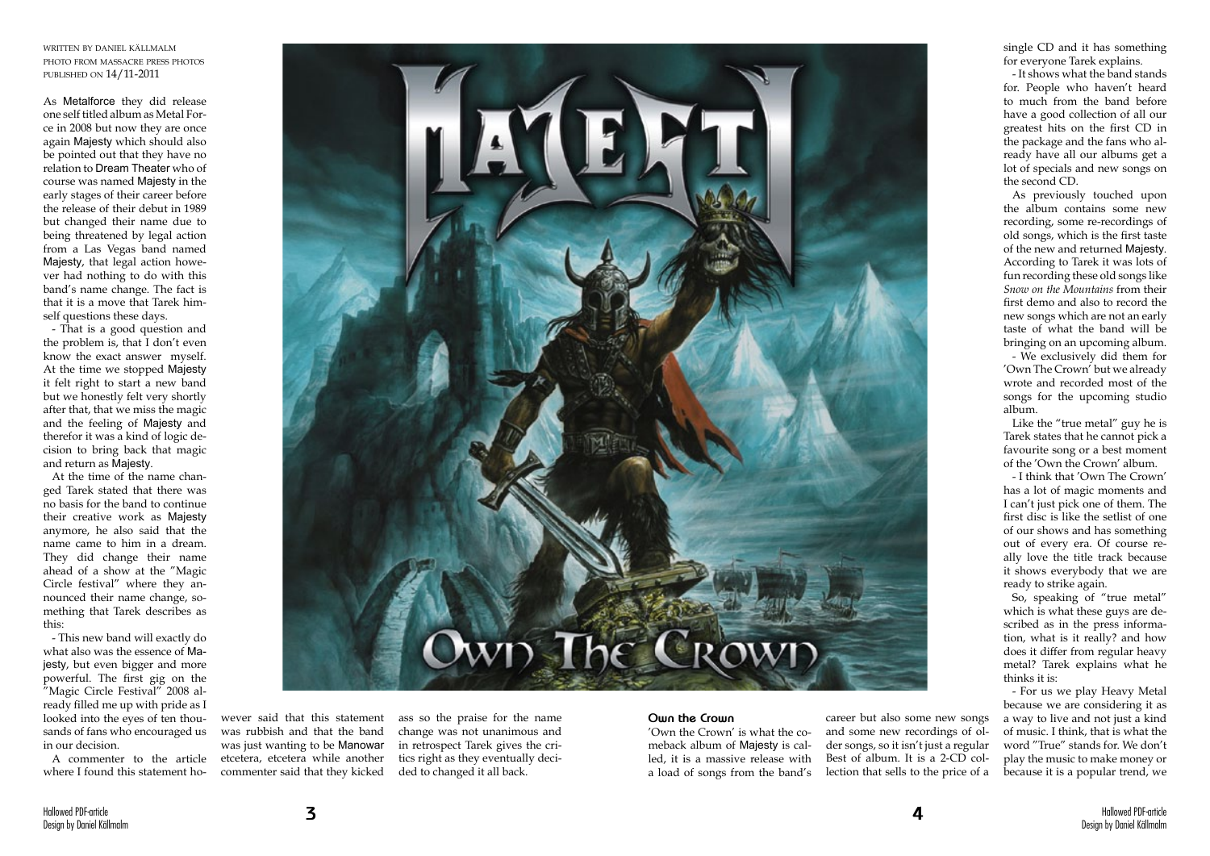WRITTEN BY DANIEL KÄLLMALM
PHOTO FROM MASSACRE PRESS PHOTOS
PUBLISHED ON 14/11-2011

As Metalforce they did release one self titled album as Metal Force in 2008 but now they are once again Majesty which should also be pointed out that they have no relation to Dream Theater who of course was named Majesty in the early stages of their career before the release of their debut in 1989 but changed their name due to being threatened by legal action from a Las Vegas band named Majesty, that legal action however had nothing to do with this band's name change. The fact is that it is a move that Tarek himself questions these days.

- That is a good question and the problem is, that I don't even know the exact answer myself. At the time we stopped Majesty it felt right to start a new band but we honestly felt very shortly after that, that we miss the magic and the feeling of Majesty and therefor it was a kind of logic decision to bring back that magic and return as Majesty.

At the time of the name changed Tarek stated that there was no basis for the band to continue their creative work as Majesty anymore, he also said that the name came to him in a dream. They did change their name ahead of a show at the "Magic Circle festival" where they announced their name change, something that Tarek describes as this:

- This new band will exactly do what also was the essence of Majesty, but even bigger and more powerful. The first gig on the "Magic Circle Festival" 2008 already filled me up with pride as I looked into the eyes of ten thousands of fans who encouraged us in our decision.

A commenter to the article where I found this statement however said that this statement was rubbish and that the band was just wanting to be Manowar etcetera, etcetera while another commenter said that they kicked ass so the praise for the name change was not unanimous and in retrospect Tarek gives the critics right as they eventually decided to changed it all back.

## Own the Crown

'Own the Crown' is what the comeback album of Majesty is called, it is a massive release with a load of songs from the band's career but also some new songs and some new recordings of older songs, so it isn't just a regular Best of album. It is a 2-CD collection that sells to the price of a single CD and it has something for everyone Tarek explains.

- It shows what the band stands for. People who haven't heard to much from the band before have a good collection of all our greatest hits on the first CD in the package and the fans who already have all our albums get a lot of specials and new songs on the second CD.

As previously touched upon the album contains some new recording, some re-recordings of old songs, which is the first taste of the new and returned Majesty. According to Tarek it was lots of fun recording these old songs like *Snow on the Mountains* from their first demo and also to record the new songs which are not an early taste of what the band will be bringing on an upcoming album.

- We exclusively did them for 'Own The Crown' but we already wrote and recorded most of the songs for the upcoming studio album.

Like the "true metal" guy he is Tarek states that he cannot pick a favourite song or a best moment of the 'Own the Crown' album.

- I think that 'Own The Crown' has a lot of magic moments and I can't just pick one of them. The first disc is like the setlist of one of our shows and has something out of every era. Of course really love the title track because it shows everybody that we are ready to strike again.

So, speaking of "true metal" which is what these guys are described as in the press information, what is it really? and how does it differ from regular heavy metal? Tarek explains what he thinks it is:

- For us we play Heavy Metal because we are considering it as a way to live and not just a kind of music. I think, that is what the word "True" stands for. We don't play the music to make money or because it is a popular trend, we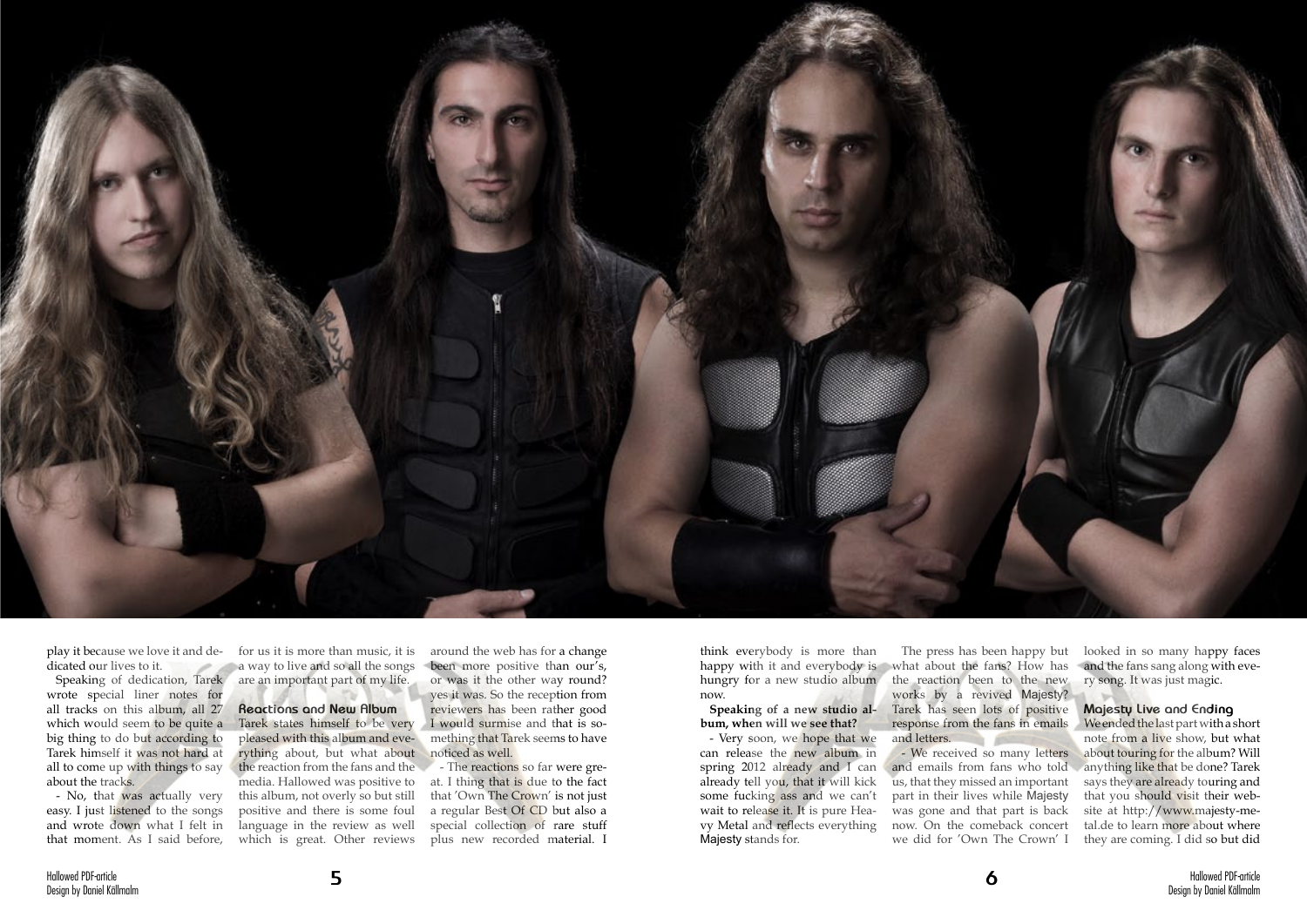play it because we love it and dedicated our lives to it.

Speaking of dedication, Tarek wrote special liner notes for all tracks on this album, all 27 which would seem to be quite a big thing to do but according to Tarek himself it was not hard at all to come up with things to say about the tracks.

- No, that was actually very easy. I just listened to the songs and wrote down what I felt in that moment. As I said before, for us it is more than music, it is a way to live and so all the songs are an important part of my life.

### Reactions and New Album

Tarek states himself to be very pleased with this album and everything about, but what about the reaction from the fans and the media. Hallowed was positive to this album, not overly so but still positive and there is some foul language in the review as well which is great. Other reviews around the web has for a change been more positive than our's, or was it the other way round? yes it was. So the reception from reviewers has been rather good I would surmise and that is something that Tarek seems to have noticed as well.

- The reactions so far were great. I thing that is due to the fact that 'Own The Crown' is not just a regular Best Of CD but also a special collection of rare stuff plus new recorded material. I think everybody is more than happy with it and everybody is hungry for a new studio album now.

**Speaking of a new studio album, when will we see that?**

- Very soon, we hope that we can release the new album in spring 2012 already and I can already tell you, that it will kick some fucking ass and we can't wait to release it. It is pure Heavy Metal and reflects everything Majesty stands for.

The press has been happy but what about the fans? How has the reaction been to the new works by a revived Majesty? Tarek has seen lots of positive response from the fans in emails and letters.

- We received so many letters and emails from fans who told us, that they missed an important part in their lives while Majesty was gone and that part is back now. On the comeback concert we did for 'Own The Crown' I looked in so many happy faces and the fans sang along with every song. It was just magic.

### Majesty Live and Ending

We ended the last part with a short note from a live show, but what about touring for the album? Will anything like that be done? Tarek says they are already touring and that you should visit their website at http://www.majesty-metal.de to learn more about where they are coming. I did so but did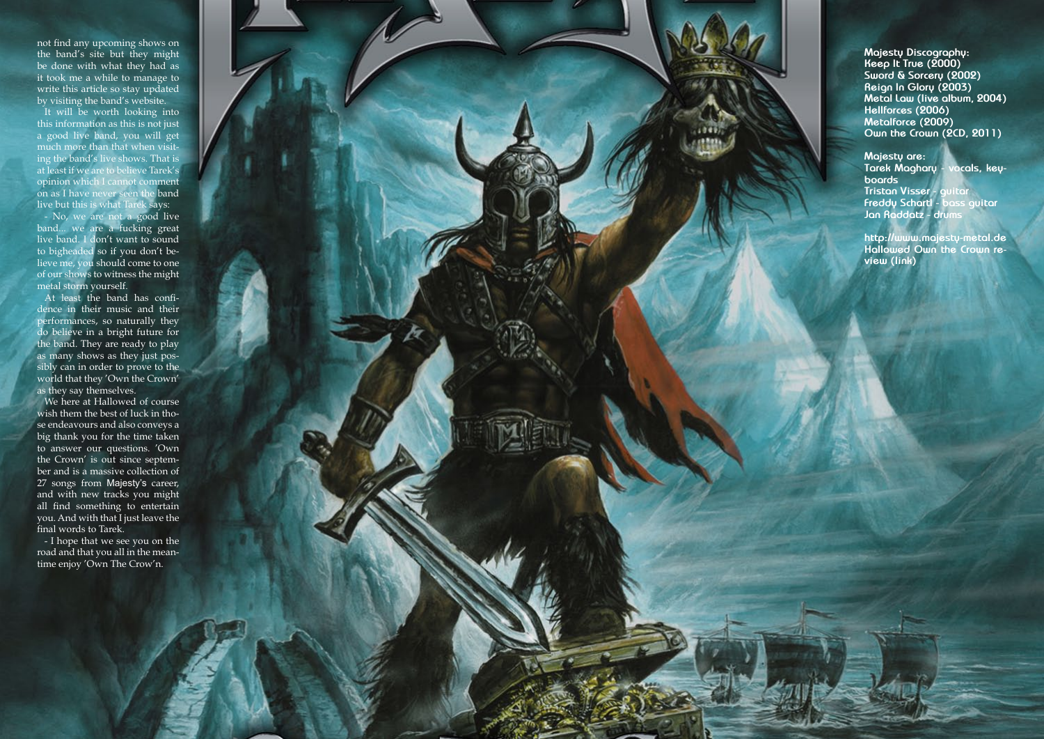not find any upcoming shows on the band's site but they might be done with what they had as it took me a while to manage to write this article so stay updated by visiting the band's website.

It will be worth looking into this information as this is not just a good live band, you will get much more than that when visiting the band's live shows. That is at least if we are to believe Tarek's opinion which I cannot comment on as I have never seen the band live but this is what Tarek says:

- No, we are not a good live band... we are a fucking great live band. I don't want to sound to bigheaded so if you don't believe me, you should come to one of our shows to witness the might metal storm yourself.

At least the band has confidence in their music and their performances, so naturally they do believe in a bright future for the band. They are ready to play as many shows as they just possibly can in order to prove to the world that they 'Own the Crown' as they say themselves.

We here at Hallowed of course wish them the best of luck in those endeavours and also conveys a big thank you for the time taken to answer our questions. 'Own the Crown' is out since september and is a massive collection of 27 songs from Majesty's career, and with new tracks you might all find something to entertain you. And with that I just leave the final words to Tarek.

- I hope that we see you on the road and that you all in the meantime enjoy 'Own The Crow'n.

**Majesty Discography:**
**Keep It True (2000)**
**Sword & Sorcery (2002)**
**Reign In Glory (2003)**
**Metal Law (live album, 2004)**
**Hellforces (2006)**
**Metalforce (2009)**
**Own the Crown (2CD, 2011)**

**Majesty are:**
**Tarek Maghary - vocals, keyboards**
**Tristan Visser - guitar**
**Freddy Schartl - bass guitar**
**Jan Raddatz - drums**

**http://www.majesty-metal.de**
**Hallowed Own the Crown review (link)**